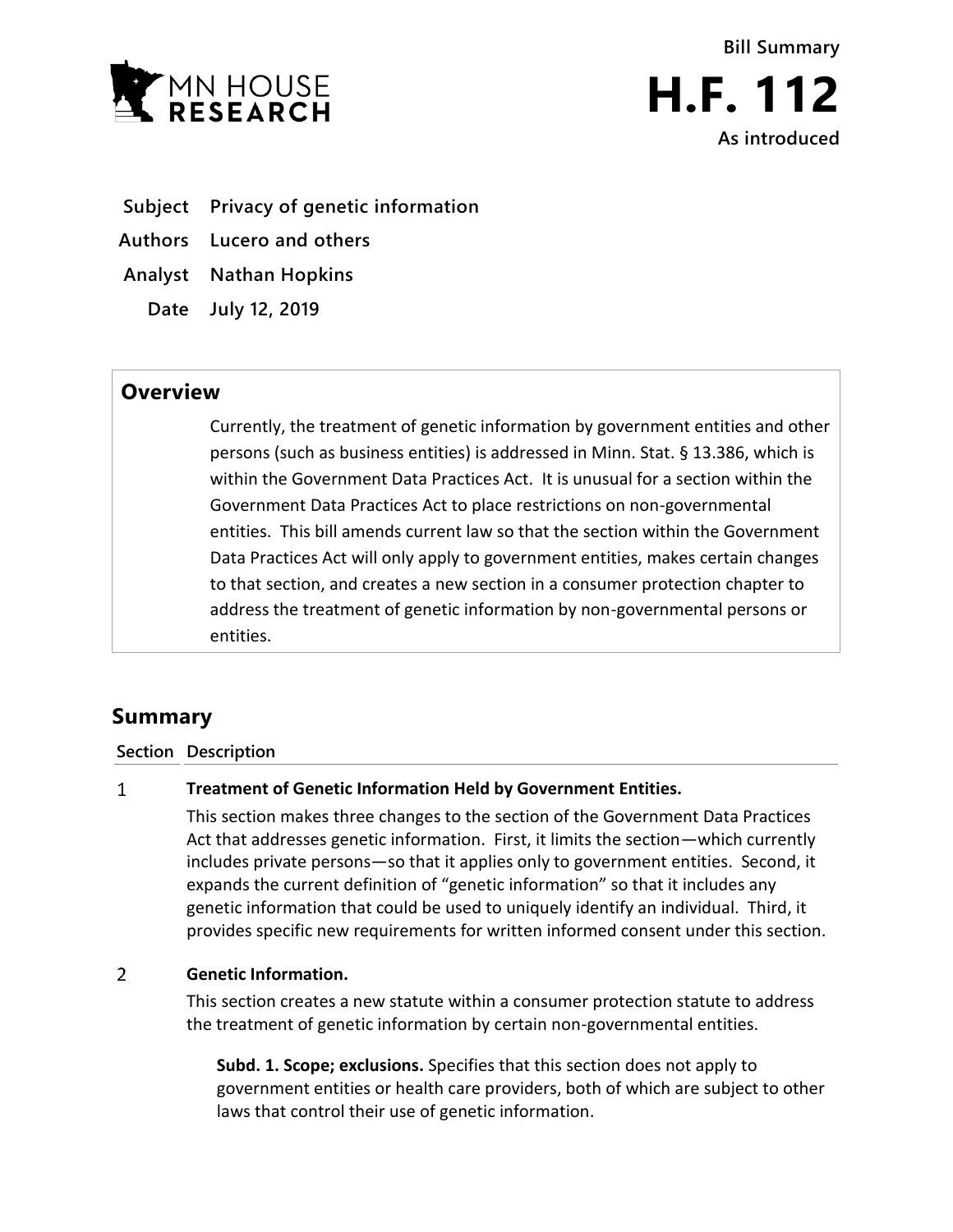Bill Summary

# H.F. 112

As introduced

**Subject** Privacy of genetic information

**Authors** Lucero and others

**Analyst** Nathan Hopkins

**Date** July 12, 2019

## Overview

Currently, the treatment of genetic information by government entities and other persons (such as business entities) is addressed in Minn. Stat. § 13.386, which is within the Government Data Practices Act. It is unusual for a section within the Government Data Practices Act to place restrictions on non-governmental entities. This bill amends current law so that the section within the Government Data Practices Act will only apply to government entities, makes certain changes to that section, and creates a new section in a consumer protection chapter to address the treatment of genetic information by non-governmental persons or entities.

## Summary

| Section | Description |
|---|---|
| 1 | **Treatment of Genetic Information Held by Government Entities.** This section makes three changes to the section of the Government Data Practices Act that addresses genetic information. First, it limits the section—which currently includes private persons—so that it applies only to government entities. Second, it expands the current definition of "genetic information" so that it includes any genetic information that could be used to uniquely identify an individual. Third, it provides specific new requirements for written informed consent under this section. |
| 2 | **Genetic Information.** This section creates a new statute within a consumer protection statute to address the treatment of genetic information by certain non-governmental entities. **Subd. 1. Scope; exclusions.** Specifies that this section does not apply to government entities or health care providers, both of which are subject to other laws that control their use of genetic information. |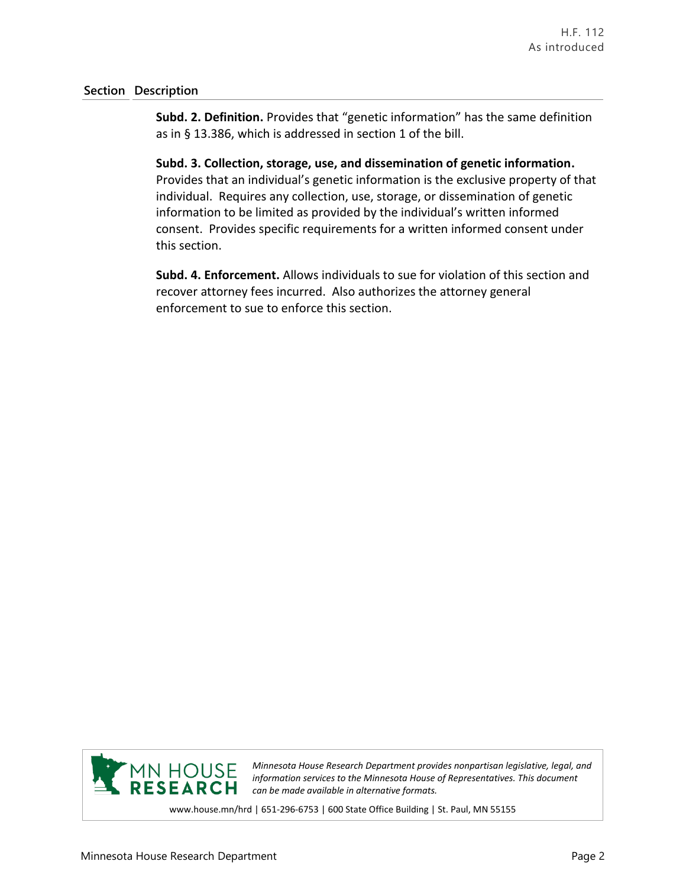| Section | Description |
|---|---|
| | **Subd. 2. Definition.** Provides that "genetic information" has the same definition as in § 13.386, which is addressed in section 1 of the bill. |
| | **Subd. 3. Collection, storage, use, and dissemination of genetic information.** Provides that an individual's genetic information is the exclusive property of that individual. Requires any collection, use, storage, or dissemination of genetic information to be limited as provided by the individual's written informed consent. Provides specific requirements for a written informed consent under this section. |
| | **Subd. 4. Enforcement.** Allows individuals to sue for violation of this section and recover attorney fees incurred. Also authorizes the attorney general enforcement to sue to enforce this section. |

MN HOUSE RESEARCH

*Minnesota House Research Department provides nonpartisan legislative, legal, and information services to the Minnesota House of Representatives. This document can be made available in alternative formats.*

www.house.mn/hrd | 651-296-6753 | 600 State Office Building | St. Paul, MN 55155